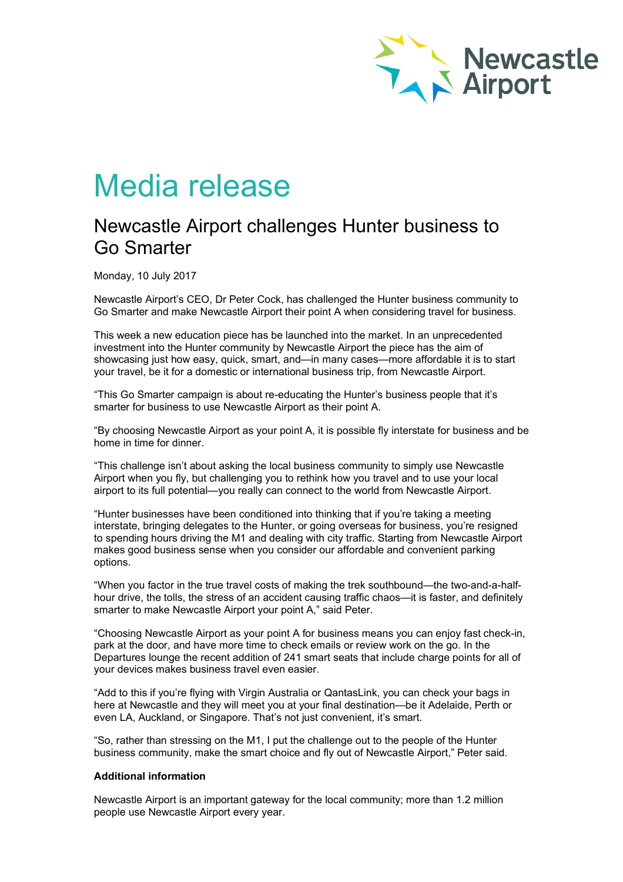# Media release

## Newcastle Airport challenges Hunter business to Go Smarter

Monday, 10 July 2017

Newcastle Airport's CEO, Dr Peter Cock, has challenged the Hunter business community to Go Smarter and make Newcastle Airport their point A when considering travel for business.

This week a new education piece has be launched into the market. In an unprecedented investment into the Hunter community by Newcastle Airport the piece has the aim of showcasing just how easy, quick, smart, and—in many cases—more affordable it is to start your travel, be it for a domestic or international business trip, from Newcastle Airport.

"This Go Smarter campaign is about re-educating the Hunter's business people that it's smarter for business to use Newcastle Airport as their point A.

"By choosing Newcastle Airport as your point A, it is possible fly interstate for business and be home in time for dinner.

"This challenge isn't about asking the local business community to simply use Newcastle Airport when you fly, but challenging you to rethink how you travel and to use your local airport to its full potential—you really can connect to the world from Newcastle Airport.

"Hunter businesses have been conditioned into thinking that if you're taking a meeting interstate, bringing delegates to the Hunter, or going overseas for business, you're resigned to spending hours driving the M1 and dealing with city traffic. Starting from Newcastle Airport makes good business sense when you consider our affordable and convenient parking options.

"When you factor in the true travel costs of making the trek southbound—the two-and-a-half-hour drive, the tolls, the stress of an accident causing traffic chaos—it is faster, and definitely smarter to make Newcastle Airport your point A," said Peter.

"Choosing Newcastle Airport as your point A for business means you can enjoy fast check-in, park at the door, and have more time to check emails or review work on the go. In the Departures lounge the recent addition of 241 smart seats that include charge points for all of your devices makes business travel even easier.

"Add to this if you're flying with Virgin Australia or QantasLink, you can check your bags in here at Newcastle and they will meet you at your final destination—be it Adelaide, Perth or even LA, Auckland, or Singapore. That's not just convenient, it's smart.

"So, rather than stressing on the M1, I put the challenge out to the people of the Hunter business community, make the smart choice and fly out of Newcastle Airport," Peter said.

**Additional information**

Newcastle Airport is an important gateway for the local community; more than 1.2 million people use Newcastle Airport every year.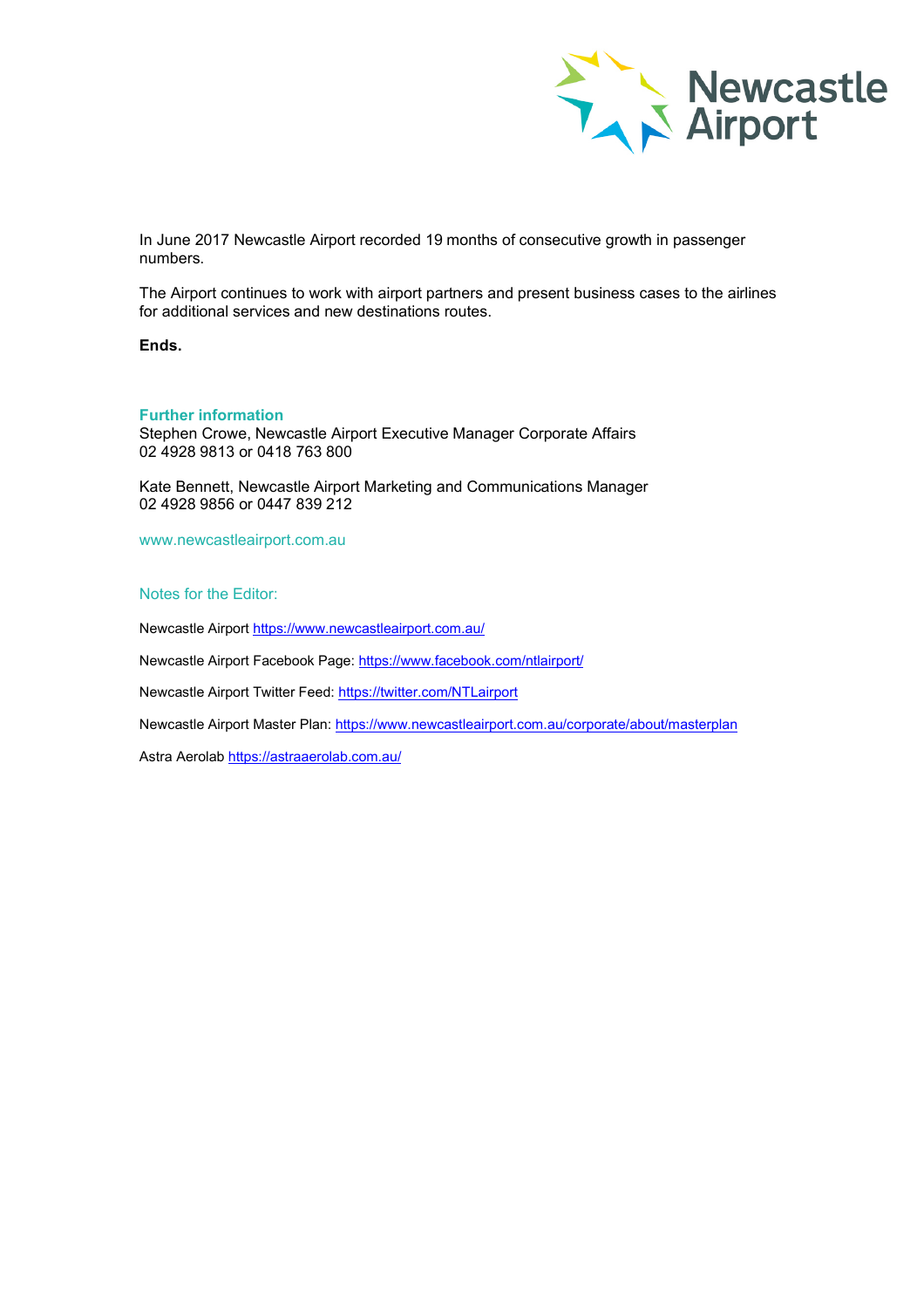In June 2017 Newcastle Airport recorded 19 months of consecutive growth in passenger numbers.

The Airport continues to work with airport partners and present business cases to the airlines for additional services and new destinations routes.

**Ends.**

**Further information**

Stephen Crowe, Newcastle Airport Executive Manager Corporate Affairs
02 4928 9813 or 0418 763 800

Kate Bennett, Newcastle Airport Marketing and Communications Manager
02 4928 9856 or 0447 839 212

www.newcastleairport.com.au

Notes for the Editor:

Newcastle Airport https://www.newcastleairport.com.au/

Newcastle Airport Facebook Page: https://www.facebook.com/ntlairport/

Newcastle Airport Twitter Feed: https://twitter.com/NTLairport

Newcastle Airport Master Plan: https://www.newcastleairport.com.au/corporate/about/masterplan

Astra Aerolab https://astraaerolab.com.au/